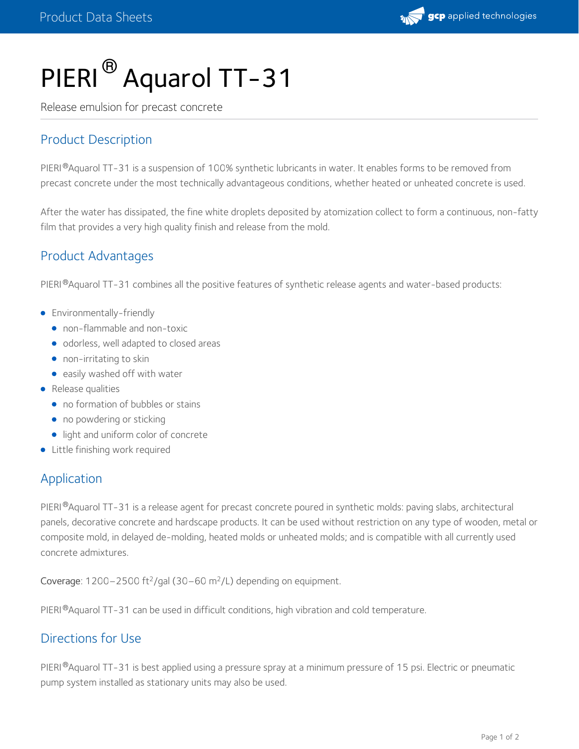# PIERI® Aquarol TT-31

Release emulsion for precast concrete

## Product Description

PIERI®Aquarol TT-31 is a suspension of 100% synthetic lubricants in water. It enables forms to be removed from precast concrete under the most technically advantageous conditions, whether heated or unheated concrete is used.

After the water has dissipated, the fine white droplets deposited by atomization collect to form a continuous, non-fatty film that provides a very high quality finish and release from the mold.

## Product Advantages

PIERI®Aquarol TT-31 combines all the positive features of synthetic release agents and water-based products:

- Environmentally-friendly
  - non-flammable and non-toxic
  - odorless, well adapted to closed areas
  - non-irritating to skin
  - easily washed off with water
- Release qualities
  - no formation of bubbles or stains
  - no powdering or sticking
  - light and uniform color of concrete
- Little finishing work required

## Application

PIERI®Aquarol TT-31 is a release agent for precast concrete poured in synthetic molds: paving slabs, architectural panels, decorative concrete and hardscape products. It can be used without restriction on any type of wooden, metal or composite mold, in delayed de-molding, heated molds or unheated molds; and is compatible with all currently used concrete admixtures.

**Coverage**: 1200–2500 $ft^2$/gal (30–60 $m^2$/L) depending on equipment.

PIERI®Aquarol TT-31 can be used in difficult conditions, high vibration and cold temperature.

## Directions for Use

PIERI®Aquarol TT-31 is best applied using a pressure spray at a minimum pressure of 15 psi. Electric or pneumatic pump system installed as stationary units may also be used.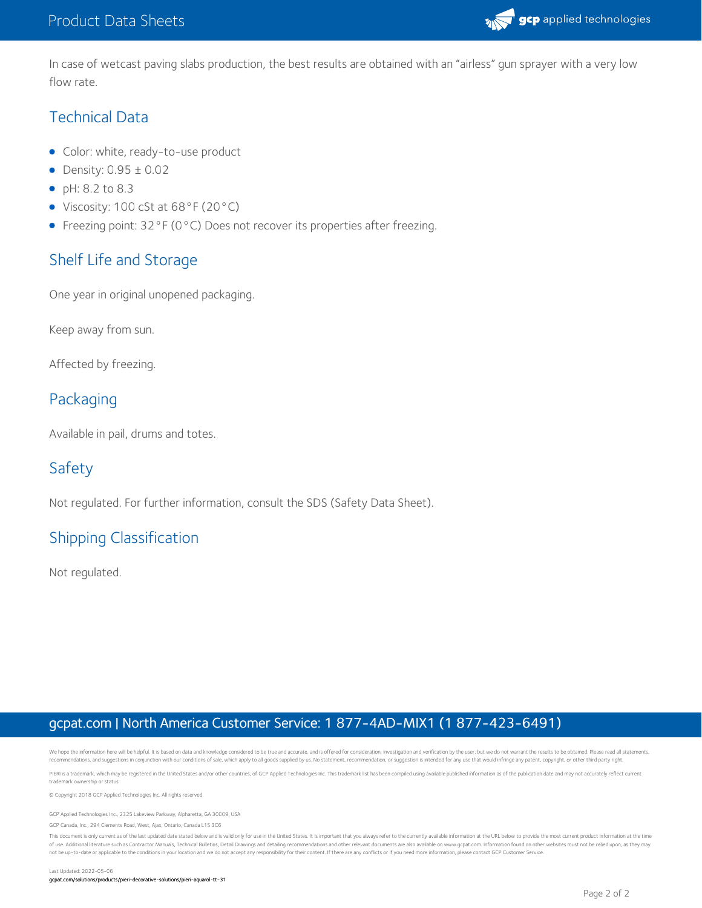In case of wetcast paving slabs production, the best results are obtained with an "airless" gun sprayer with a very low flow rate.

## Technical Data

- Color: white, ready-to-use product
- Density: 0.95 ± 0.02
- pH: 8.2 to 8.3
- Viscosity: 100 cSt at 68°F (20°C)
- Freezing point: 32°F (0°C) Does not recover its properties after freezing.

## Shelf Life and Storage

One year in original unopened packaging.

Keep away from sun.

Affected by freezing.

## Packaging

Available in pail, drums and totes.

## Safety

Not regulated. For further information, consult the SDS (Safety Data Sheet).

## Shipping Classification

Not regulated.

gcpat.com | North America Customer Service: 1 877-4AD-MIX1 (1 877-423-6491)

We hope the information here will be helpful. It is based on data and knowledge considered to be true and accurate, and is offered for consideration, investigation and verification by the user, but we do not warrant the results to be obtained. Please read all statements, recommendations, and suggestions in conjunction with our conditions of sale, which apply to all goods supplied by us. No statement, recommendation, or suggestion is intended for any use that would infringe any patent, copyright, or other third party right.

PIERI is a trademark, which may be registered in the United States and/or other countries, of GCP Applied Technologies Inc. This trademark list has been compiled using available published information as of the publication date and may not accurately reflect current trademark ownership or status.

© Copyright 2018 GCP Applied Technologies Inc. All rights reserved.

GCP Applied Technologies Inc., 2325 Lakeview Parkway, Alpharetta, GA 30009, USA

GCP Canada, Inc., 294 Clements Road, West, Ajax, Ontario, Canada L1S 3C6

This document is only current as of the last updated date stated below and is valid only for use in the United States. It is important that you always refer to the currently available information at the URL below to provide the most current product information at the time of use. Additional literature such as Contractor Manuals, Technical Bulletins, Detail Drawings and detailing recommendations and other relevant documents are also available on www.gcpat.com. Information found on other websites must not be relied upon, as they may not be up-to-date or applicable to the conditions in your location and we do not accept any responsibility for their content. If there are any conflicts or if you need more information, please contact GCP Customer Service.

Last Updated: 2022-05-06

gcpat.com/solutions/products/pieri-decorative-solutions/pieri-aquarol-tt-31